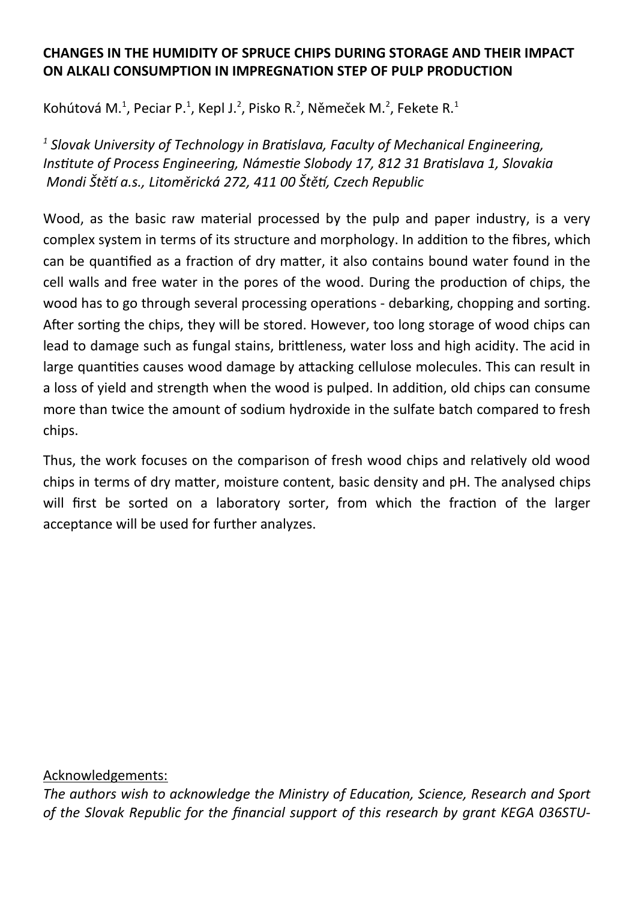**CHANGES IN THE HUMIDITY OF SPRUCE CHIPS DURING STORAGE AND THEIR IMPACT ON ALKALI CONSUMPTION IN IMPREGNATION STEP OF PULP PRODUCTION**

Kohútová M.[1], Peciar P.[1], Kepl J.[2], Pisko R.[2], Němeček M.[2], Fekete R.[1]

*[1] Slovak University of Technology in Bratislava, Faculty of Mechanical Engineering, Institute of Process Engineering, Námestie Slobody 17, 812 31 Bratislava 1, Slovakia*
*Mondi Štětí a.s., Litoměrická 272, 411 00 Štětí, Czech Republic*

Wood, as the basic raw material processed by the pulp and paper industry, is a very complex system in terms of its structure and morphology. In addition to the fibres, which can be quantified as a fraction of dry matter, it also contains bound water found in the cell walls and free water in the pores of the wood. During the production of chips, the wood has to go through several processing operations - debarking, chopping and sorting. After sorting the chips, they will be stored. However, too long storage of wood chips can lead to damage such as fungal stains, brittleness, water loss and high acidity. The acid in large quantities causes wood damage by attacking cellulose molecules. This can result in a loss of yield and strength when the wood is pulped. In addition, old chips can consume more than twice the amount of sodium hydroxide in the sulfate batch compared to fresh chips.

Thus, the work focuses on the comparison of fresh wood chips and relatively old wood chips in terms of dry matter, moisture content, basic density and pH. The analysed chips will first be sorted on a laboratory sorter, from which the fraction of the larger acceptance will be used for further analyzes.

Acknowledgements:

*The authors wish to acknowledge the Ministry of Education, Science, Research and Sport of the Slovak Republic for the financial support of this research by grant KEGA 036STU-*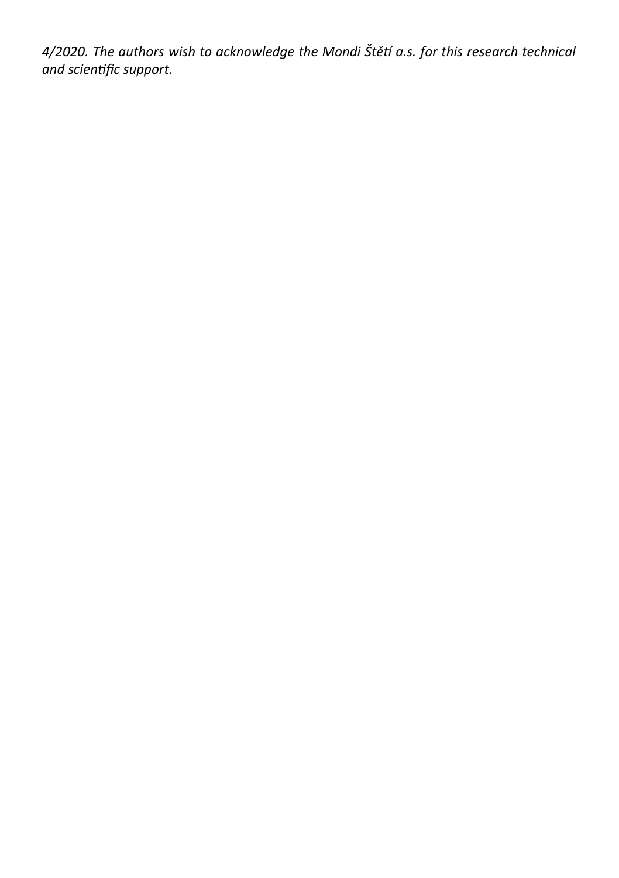*4/2020. The authors wish to acknowledge the Mondi Štětí a.s. for this research technical and scientific support.*